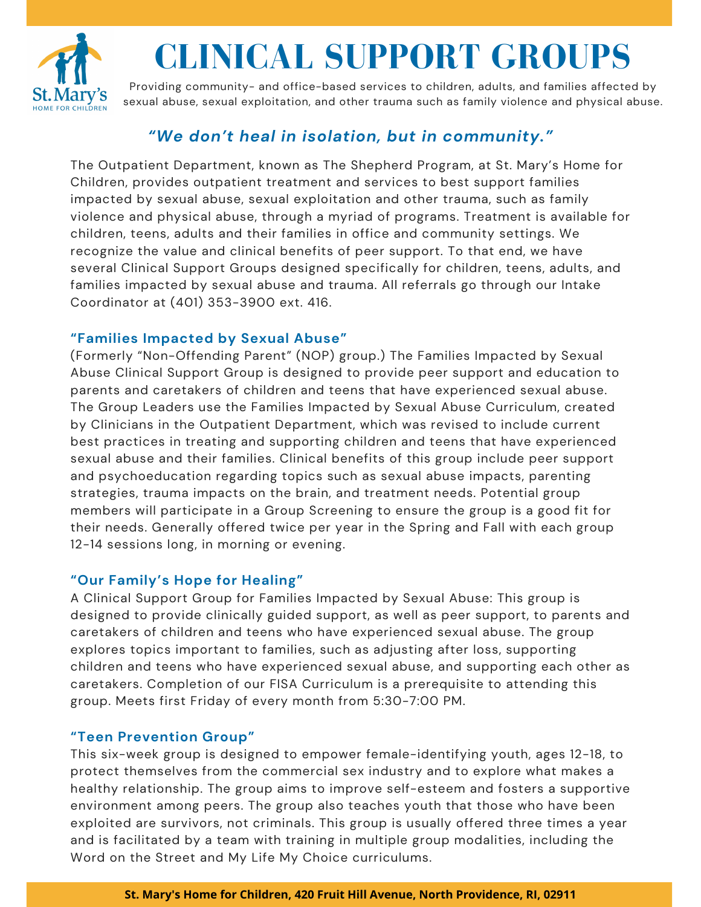# CLINICAL SUPPORT GROUPS

Providing community- and office-based services to children, adults, and families affected by sexual abuse, sexual exploitation, and other trauma such as family violence and physical abuse.

### *"We don't heal in isolation, but in community."*

The Outpatient Department, known as The Shepherd Program, at St. Mary's Home for Children, provides outpatient treatment and services to best support families impacted by sexual abuse, sexual exploitation and other trauma, such as family violence and physical abuse, through a myriad of programs. Treatment is available for children, teens, adults and their families in office and community settings. We recognize the value and clinical benefits of peer support. To that end, we have several Clinical Support Groups designed specifically for children, teens, adults, and families impacted by sexual abuse and trauma. All referrals go through our Intake Coordinator at (401) 353-3900 ext. 416.

### "Families Impacted by Sexual Abuse"

(Formerly "Non-Offending Parent" (NOP) group.) The Families Impacted by Sexual Abuse Clinical Support Group is designed to provide peer support and education to parents and caretakers of children and teens that have experienced sexual abuse. The Group Leaders use the Families Impacted by Sexual Abuse Curriculum, created by Clinicians in the Outpatient Department, which was revised to include current best practices in treating and supporting children and teens that have experienced sexual abuse and their families. Clinical benefits of this group include peer support and psychoeducation regarding topics such as sexual abuse impacts, parenting strategies, trauma impacts on the brain, and treatment needs. Potential group members will participate in a Group Screening to ensure the group is a good fit for their needs. Generally offered twice per year in the Spring and Fall with each group 12-14 sessions long, in morning or evening.

### "Our Family's Hope for Healing"

A Clinical Support Group for Families Impacted by Sexual Abuse: This group is designed to provide clinically guided support, as well as peer support, to parents and caretakers of children and teens who have experienced sexual abuse. The group explores topics important to families, such as adjusting after loss, supporting children and teens who have experienced sexual abuse, and supporting each other as caretakers. Completion of our FISA Curriculum is a prerequisite to attending this group. Meets first Friday of every month from 5:30-7:00 PM.

### "Teen Prevention Group"

This six-week group is designed to empower female-identifying youth, ages 12-18, to protect themselves from the commercial sex industry and to explore what makes a healthy relationship. The group aims to improve self-esteem and fosters a supportive environment among peers. The group also teaches youth that those who have been exploited are survivors, not criminals. This group is usually offered three times a year and is facilitated by a team with training in multiple group modalities, including the Word on the Street and My Life My Choice curriculums.

**St. Mary's Home for Children, 420 Fruit Hill Avenue, North Providence, RI, 02911**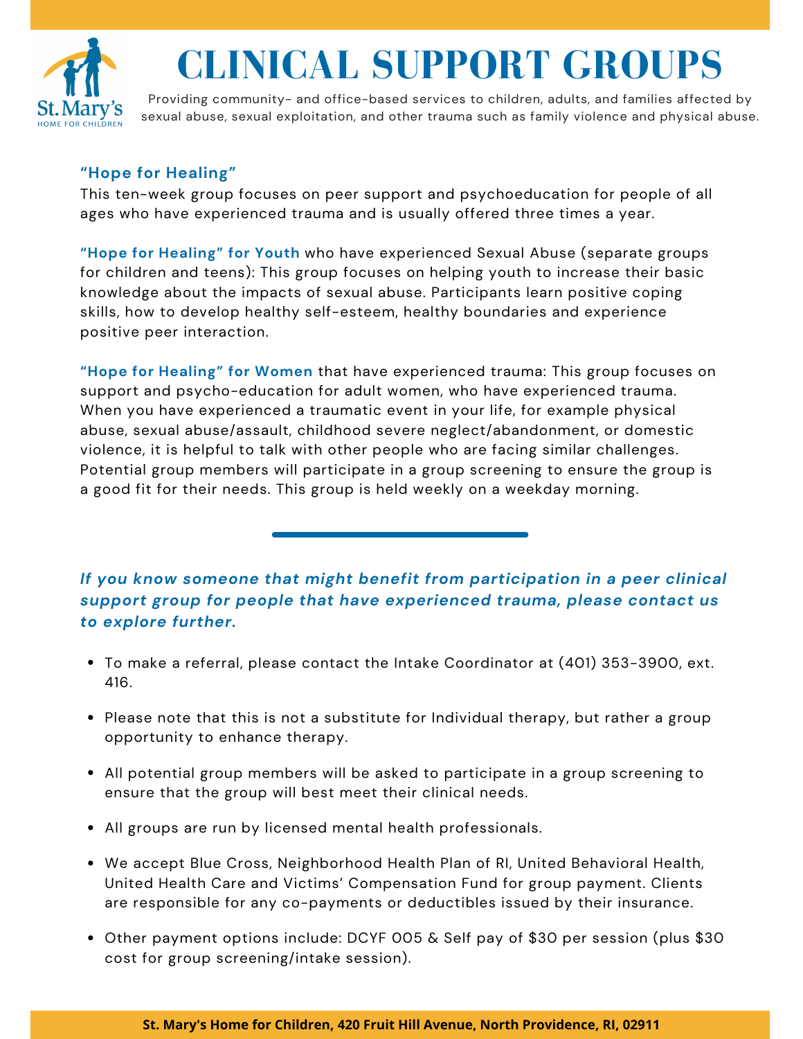St. Mary's
HOME FOR CHILDREN

# CLINICAL SUPPORT GROUPS

Providing community- and office-based services to children, adults, and families affected by sexual abuse, sexual exploitation, and other trauma such as family violence and physical abuse.

**"Hope for Healing"**
This ten-week group focuses on peer support and psychoeducation for people of all ages who have experienced trauma and is usually offered three times a year.

**"Hope for Healing" for Youth** who have experienced Sexual Abuse (separate groups for children and teens): This group focuses on helping youth to increase their basic knowledge about the impacts of sexual abuse. Participants learn positive coping skills, how to develop healthy self-esteem, healthy boundaries and experience positive peer interaction.

**"Hope for Healing" for Women** that have experienced trauma: This group focuses on support and psycho-education for adult women, who have experienced trauma. When you have experienced a traumatic event in your life, for example physical abuse, sexual abuse/assault, childhood severe neglect/abandonment, or domestic violence, it is helpful to talk with other people who are facing similar challenges. Potential group members will participate in a group screening to ensure the group is a good fit for their needs. This group is held weekly on a weekday morning.

***If you know someone that might benefit from participation in a peer clinical support group for people that have experienced trauma, please contact us to explore further.***

- To make a referral, please contact the Intake Coordinator at (401) 353-3900, ext. 416.
- Please note that this is not a substitute for Individual therapy, but rather a group opportunity to enhance therapy.
- All potential group members will be asked to participate in a group screening to ensure that the group will best meet their clinical needs.
- All groups are run by licensed mental health professionals.
- We accept Blue Cross, Neighborhood Health Plan of RI, United Behavioral Health, United Health Care and Victims' Compensation Fund for group payment. Clients are responsible for any co-payments or deductibles issued by their insurance.
- Other payment options include: DCYF 005 & Self pay of $30 per session (plus $30 cost for group screening/intake session).

**St. Mary's Home for Children, 420 Fruit Hill Avenue, North Providence, RI, 02911**